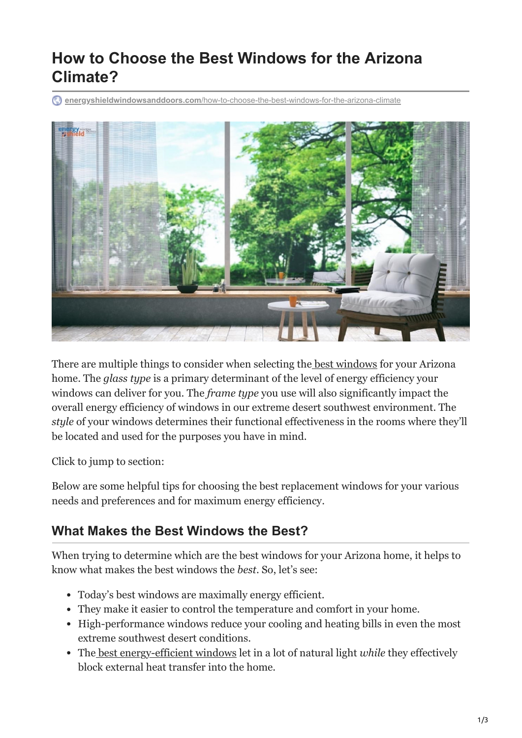# How to Choose the Best Windows for the Arizona Climate?

energyshieldwindowsanddoors.com/how-to-choose-the-best-windows-for-the-arizona-climate

There are multiple things to consider when selecting the best windows for your Arizona home. The *glass type* is a primary determinant of the level of energy efficiency your windows can deliver for you. The *frame type* you use will also significantly impact the overall energy efficiency of windows in our extreme desert southwest environment. The *style* of your windows determines their functional effectiveness in the rooms where they'll be located and used for the purposes you have in mind.

Click to jump to section:

Below are some helpful tips for choosing the best replacement windows for your various needs and preferences and for maximum energy efficiency.

## What Makes the Best Windows the Best?

When trying to determine which are the best windows for your Arizona home, it helps to know what makes the best windows the *best*. So, let's see:

- Today's best windows are maximally energy efficient.
- They make it easier to control the temperature and comfort in your home.
- High-performance windows reduce your cooling and heating bills in even the most extreme southwest desert conditions.
- The best energy-efficient windows let in a lot of natural light *while* they effectively block external heat transfer into the home.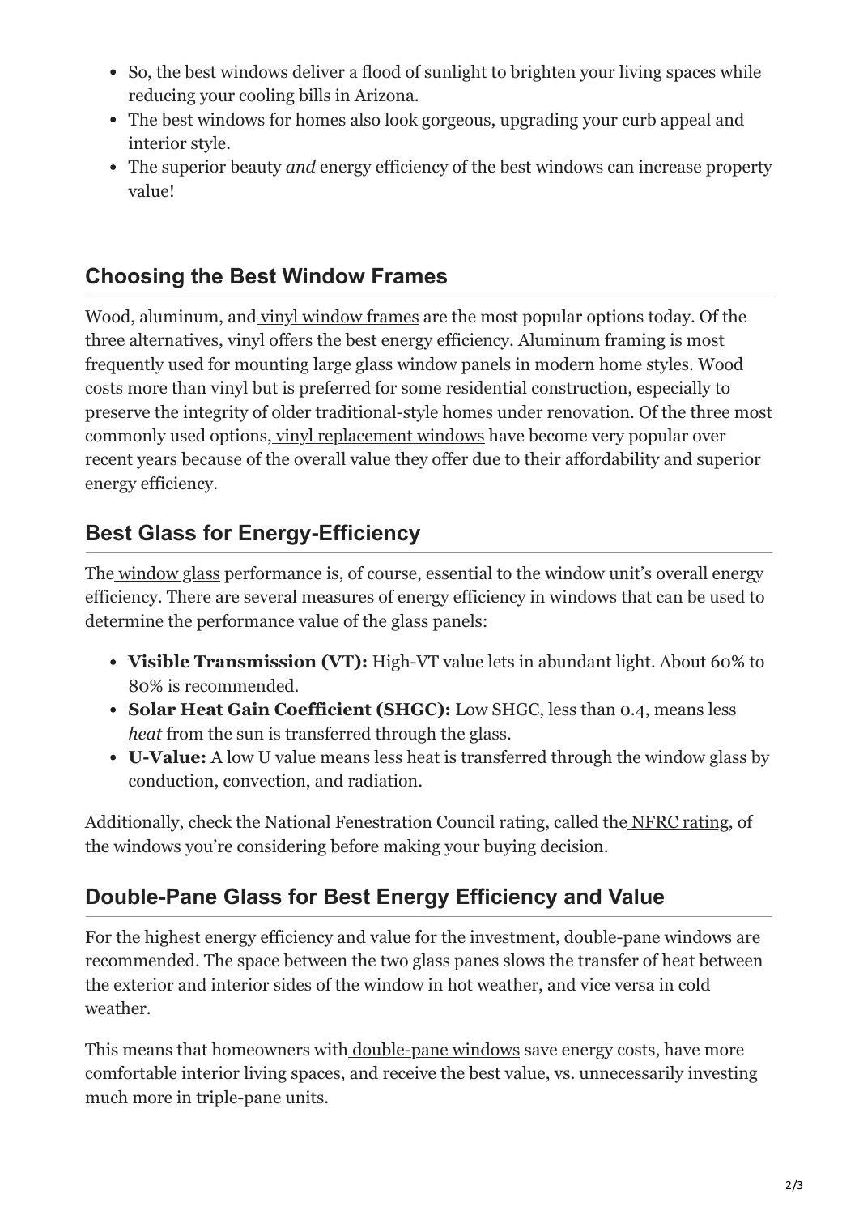- So, the best windows deliver a flood of sunlight to brighten your living spaces while reducing your cooling bills in Arizona.
- The best windows for homes also look gorgeous, upgrading your curb appeal and interior style.
- The superior beauty *and* energy efficiency of the best windows can increase property value!

## Choosing the Best Window Frames

Wood, aluminum, and vinyl window frames are the most popular options today. Of the three alternatives, vinyl offers the best energy efficiency. Aluminum framing is most frequently used for mounting large glass window panels in modern home styles. Wood costs more than vinyl but is preferred for some residential construction, especially to preserve the integrity of older traditional-style homes under renovation. Of the three most commonly used options, vinyl replacement windows have become very popular over recent years because of the overall value they offer due to their affordability and superior energy efficiency.

## Best Glass for Energy-Efficiency

The window glass performance is, of course, essential to the window unit's overall energy efficiency. There are several measures of energy efficiency in windows that can be used to determine the performance value of the glass panels:

- **Visible Transmission (VT):** High-VT value lets in abundant light. About 60% to 80% is recommended.
- **Solar Heat Gain Coefficient (SHGC):** Low SHGC, less than 0.4, means less *heat* from the sun is transferred through the glass.
- **U-Value:** A low U value means less heat is transferred through the window glass by conduction, convection, and radiation.

Additionally, check the National Fenestration Council rating, called the NFRC rating, of the windows you're considering before making your buying decision.

## Double-Pane Glass for Best Energy Efficiency and Value

For the highest energy efficiency and value for the investment, double-pane windows are recommended. The space between the two glass panes slows the transfer of heat between the exterior and interior sides of the window in hot weather, and vice versa in cold weather.

This means that homeowners with double-pane windows save energy costs, have more comfortable interior living spaces, and receive the best value, vs. unnecessarily investing much more in triple-pane units.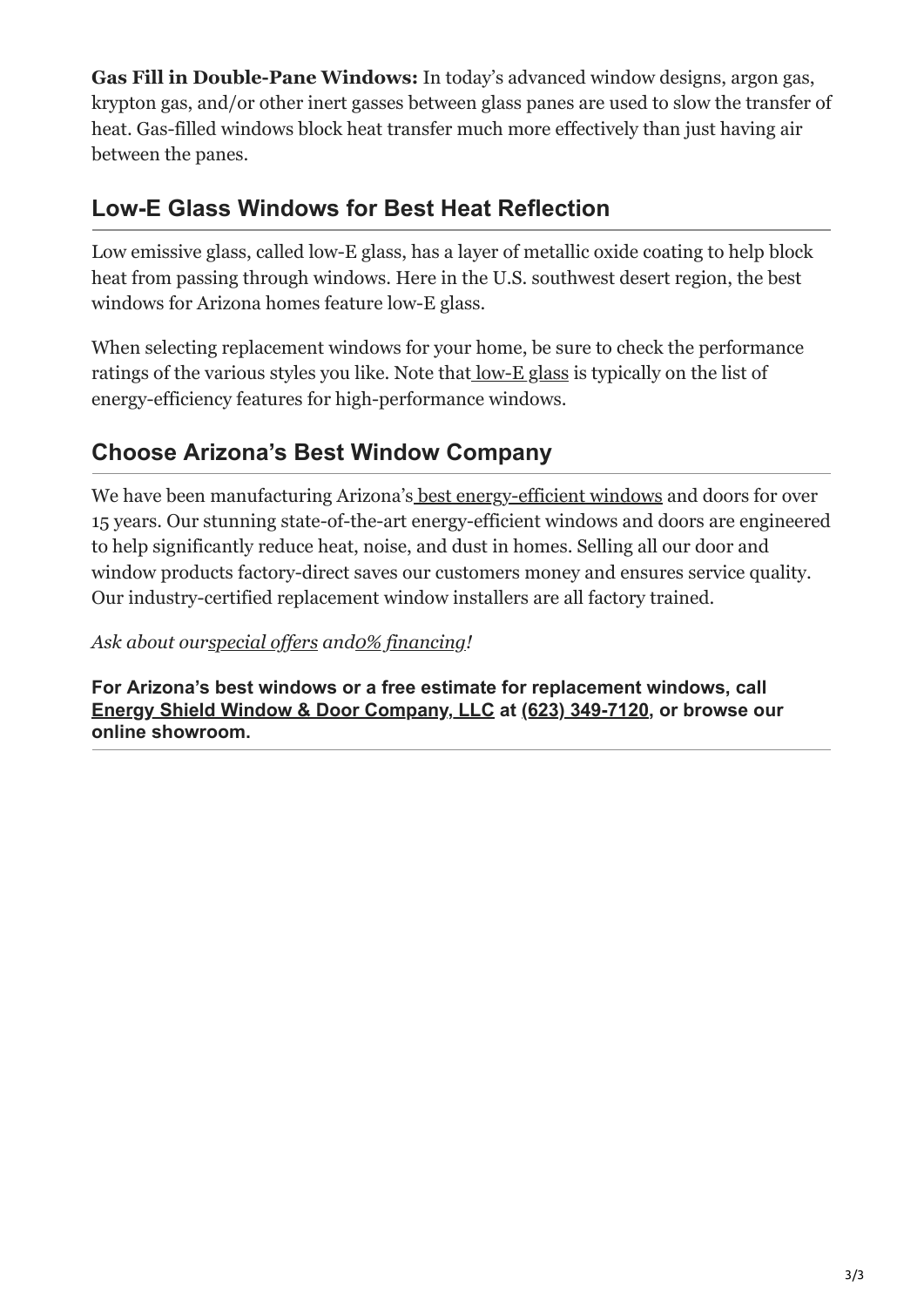**Gas Fill in Double-Pane Windows:** In today's advanced window designs, argon gas, krypton gas, and/or other inert gasses between glass panes are used to slow the transfer of heat. Gas-filled windows block heat transfer much more effectively than just having air between the panes.

## Low-E Glass Windows for Best Heat Reflection

Low emissive glass, called low-E glass, has a layer of metallic oxide coating to help block heat from passing through windows. Here in the U.S. southwest desert region, the best windows for Arizona homes feature low-E glass.

When selecting replacement windows for your home, be sure to check the performance ratings of the various styles you like. Note that low-E glass is typically on the list of energy-efficiency features for high-performance windows.

## Choose Arizona's Best Window Company

We have been manufacturing Arizona's best energy-efficient windows and doors for over 15 years. Our stunning state-of-the-art energy-efficient windows and doors are engineered to help significantly reduce heat, noise, and dust in homes. Selling all our door and window products factory-direct saves our customers money and ensures service quality. Our industry-certified replacement window installers are all factory trained.

*Ask about ourspecial offers and0% financing!*

**For Arizona's best windows or a free estimate for replacement windows, call Energy Shield Window & Door Company, LLC at (623) 349-7120, or browse our online showroom.**